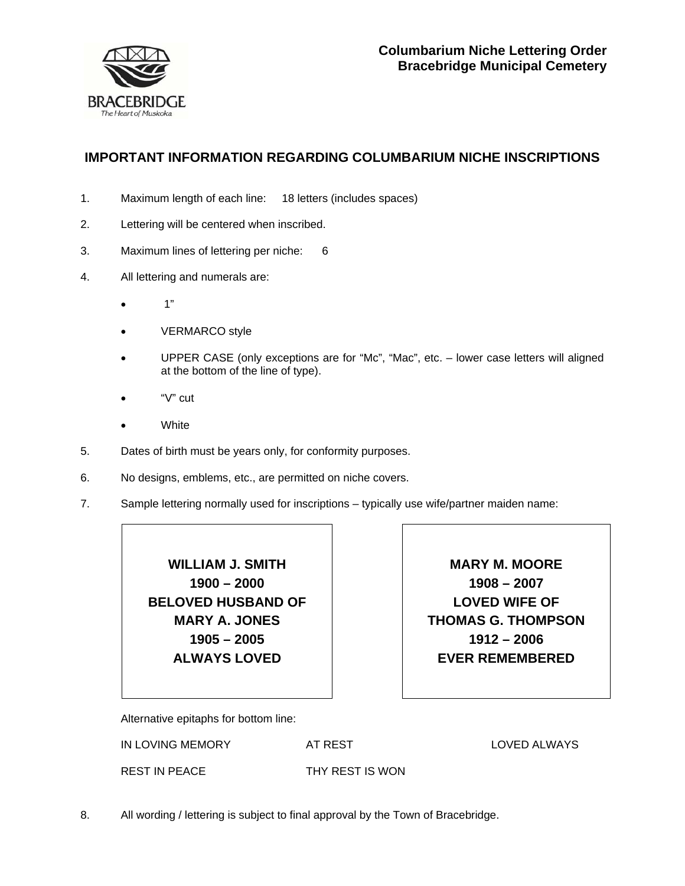**Columbarium Niche Lettering Order**
**Bracebridge Municipal Cemetery**

## IMPORTANT INFORMATION REGARDING COLUMBARIUM NICHE INSCRIPTIONS

1. Maximum length of each line: 18 letters (includes spaces)

2. Lettering will be centered when inscribed.

3. Maximum lines of lettering per niche: 6

4. All lettering and numerals are:

   - 1"
   - VERMARCO style
   - UPPER CASE (only exceptions are for "Mc", "Mac", etc. – lower case letters will aligned at the bottom of the line of type).
   - "V" cut
   - White

5. Dates of birth must be years only, for conformity purposes.

6. No designs, emblems, etc., are permitted on niche covers.

7. Sample lettering normally used for inscriptions – typically use wife/partner maiden name:

| **WILLIAM J. SMITH** | **MARY M. MOORE** |
|---|---|
| **1900 – 2000** | **1908 – 2007** |
| **BELOVED HUSBAND OF** | **LOVED WIFE OF** |
| **MARY A. JONES** | **THOMAS G. THOMPSON** |
| **1905 – 2005** | **1912 – 2006** |
| **ALWAYS LOVED** | **EVER REMEMBERED** |

   Alternative epitaphs for bottom line:

   | | | |
   |---|---|---|
   | IN LOVING MEMORY | AT REST | LOVED ALWAYS |
   | REST IN PEACE | THY REST IS WON | |

8. All wording / lettering is subject to final approval by the Town of Bracebridge.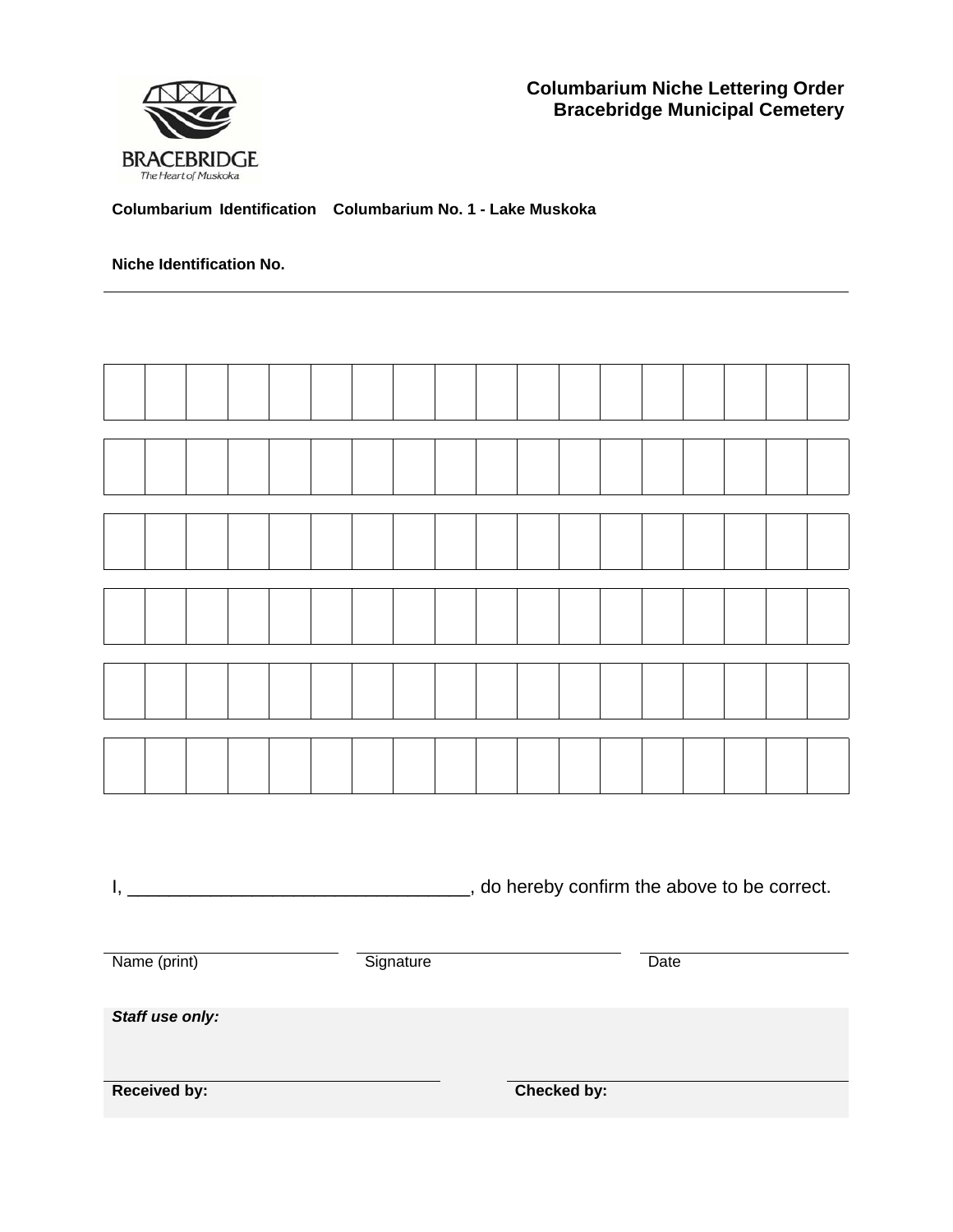**Columbarium Niche Lettering Order**
**Bracebridge Municipal Cemetery**

BRACEBRIDGE
The Heart of Muskoka

**Columbarium Identification** **Columbarium No. 1 - Lake Muskoka**

**Niche Identification No.**

| | | | | | | | | | | | | | | | | | |
|---|---|---|---|---|---|---|---|---|---|---|---|---|---|---|---|---|---|
| | | | | | | | | | | | | | | | | | |

| | | | | | | | | | | | | | | | | | |
|---|---|---|---|---|---|---|---|---|---|---|---|---|---|---|---|---|---|
| | | | | | | | | | | | | | | | | | |

| | | | | | | | | | | | | | | | | | |
|---|---|---|---|---|---|---|---|---|---|---|---|---|---|---|---|---|---|
| | | | | | | | | | | | | | | | | | |

| | | | | | | | | | | | | | | | | | |
|---|---|---|---|---|---|---|---|---|---|---|---|---|---|---|---|---|---|
| | | | | | | | | | | | | | | | | | |

| | | | | | | | | | | | | | | | | | |
|---|---|---|---|---|---|---|---|---|---|---|---|---|---|---|---|---|---|
| | | | | | | | | | | | | | | | | | |

| | | | | | | | | | | | | | | | | | |
|---|---|---|---|---|---|---|---|---|---|---|---|---|---|---|---|---|---|
| | | | | | | | | | | | | | | | | | |

I, _________________________________, do hereby confirm the above to be correct.

Name (print) Signature Date

***Staff use only:***

**Received by:** **Checked by:**